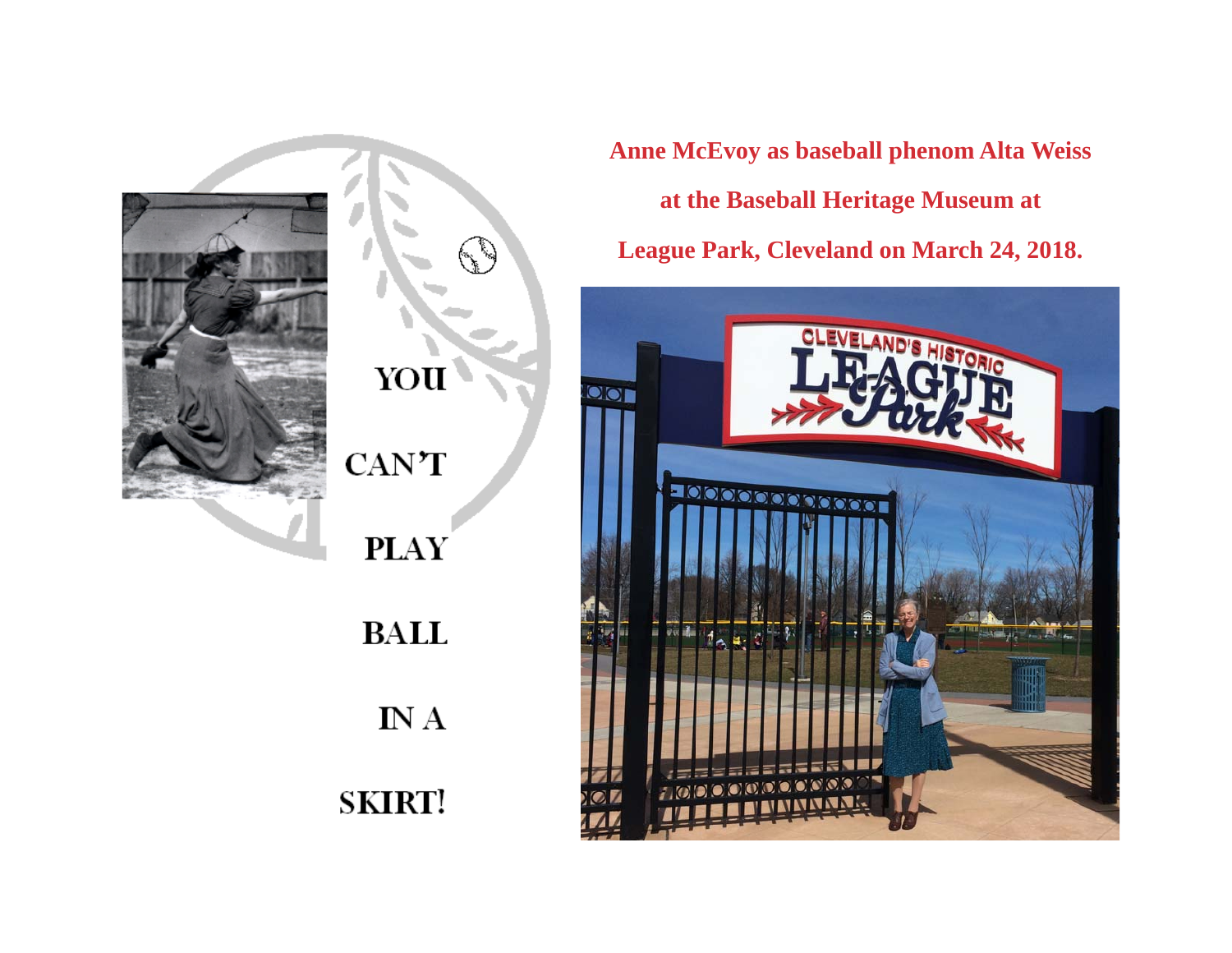# YOU CAN'T PLAY BALL IN A SKIRT!

**Anne McEvoy as baseball phenom Alta Weiss at the Baseball Heritage Museum at League Park, Cleveland on March 24, 2018.**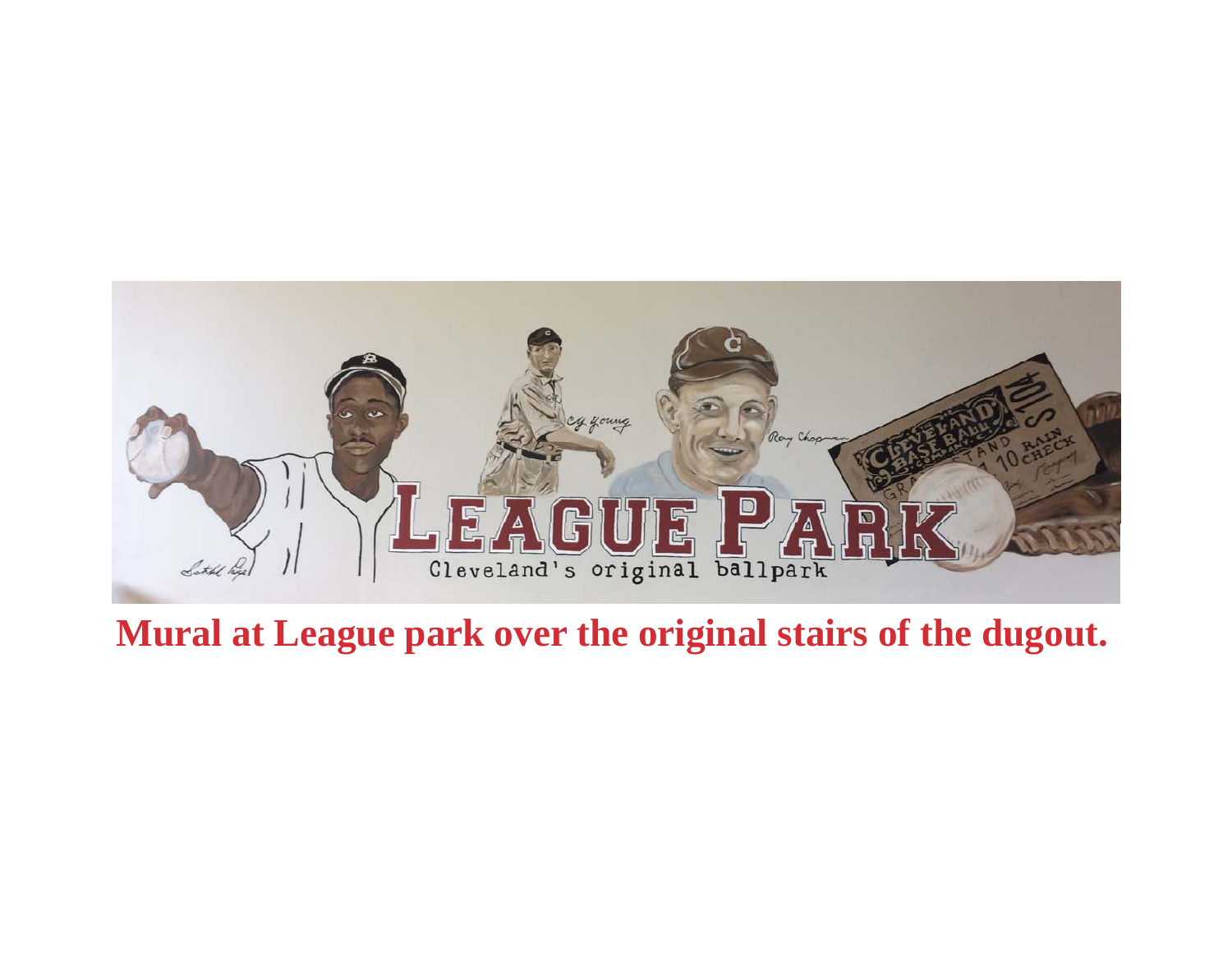**Mural at League park over the original stairs of the dugout.**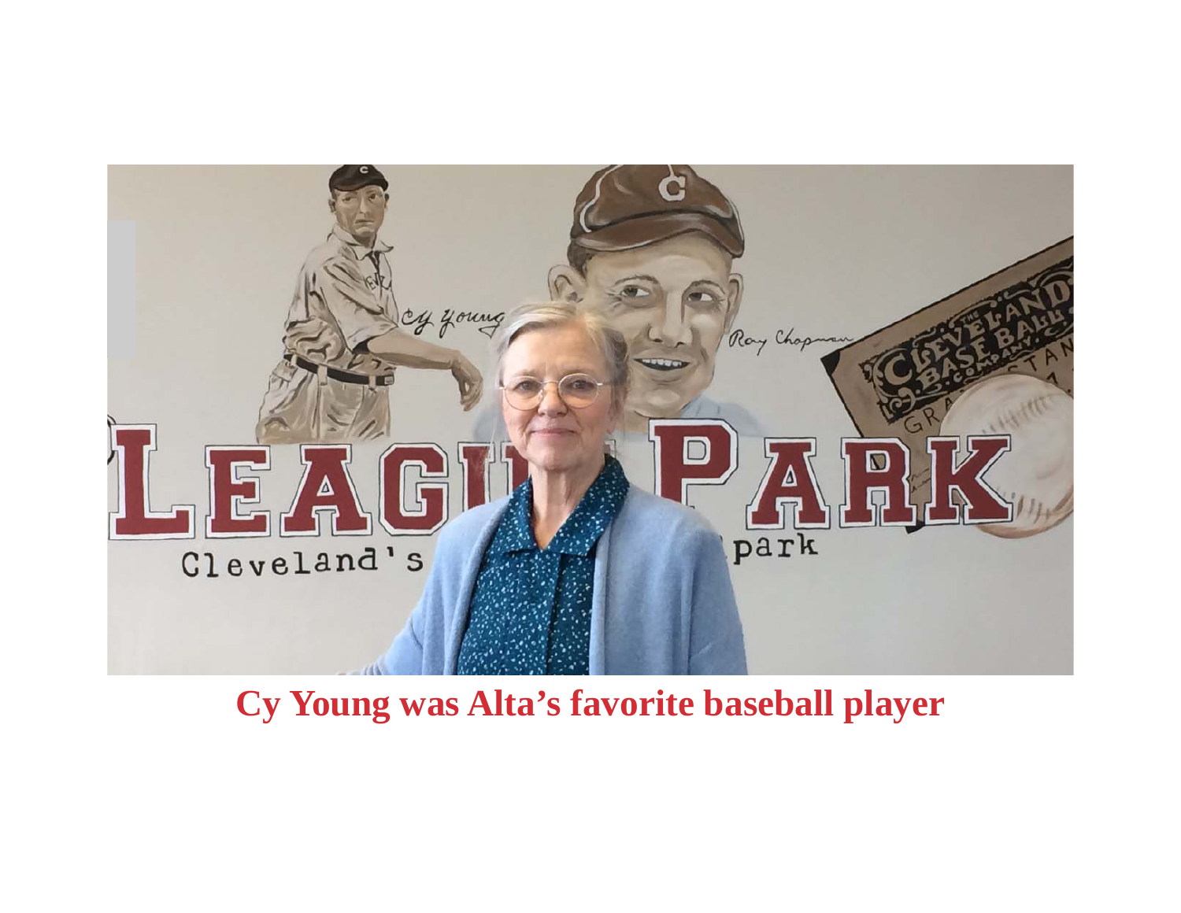**Cy Young was Alta's favorite baseball player**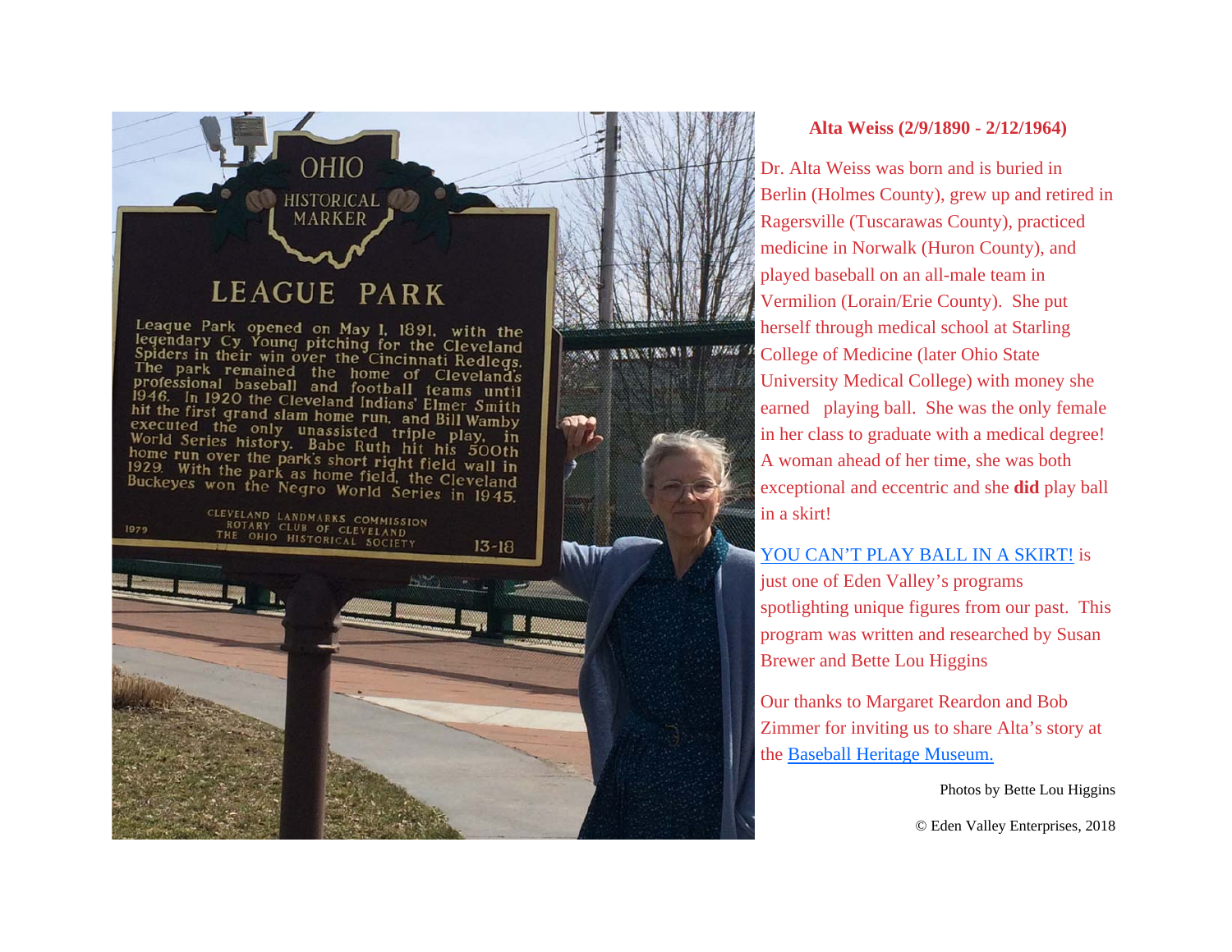**Alta Weiss (2/9/1890 - 2/12/1964)**

Dr. Alta Weiss was born and is buried in Berlin (Holmes County), grew up and retired in Ragersville (Tuscarawas County), practiced medicine in Norwalk (Huron County), and played baseball on an all-male team in Vermilion (Lorain/Erie County). She put herself through medical school at Starling College of Medicine (later Ohio State University Medical College) with money she earned playing ball. She was the only female in her class to graduate with a medical degree! A woman ahead of her time, she was both exceptional and eccentric and she **did** play ball in a skirt!

YOU CAN'T PLAY BALL IN A SKIRT! is just one of Eden Valley's programs spotlighting unique figures from our past. This program was written and researched by Susan Brewer and Bette Lou Higgins

Our thanks to Margaret Reardon and Bob Zimmer for inviting us to share Alta's story at the Baseball Heritage Museum.

Photos by Bette Lou Higgins

© Eden Valley Enterprises, 2018